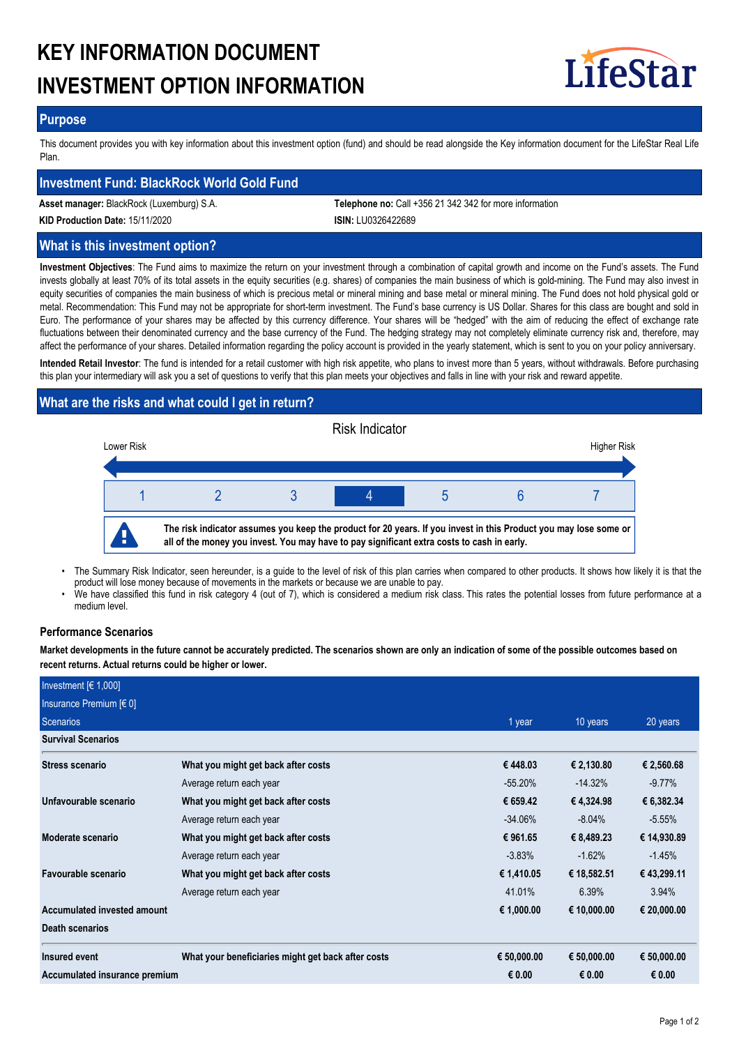# KEY INFORMATION DOCUMENT
# INVESTMENT OPTION INFORMATION

LifeStar

## Purpose

This document provides you with key information about this investment option (fund) and should be read alongside the Key information document for the LifeStar Real Life Plan.

## Investment Fund: BlackRock World Gold Fund

**Asset manager:** BlackRock (Luxemburg) S.A.

**Telephone no:** Call +356 21 342 342 for more information

**KID Production Date:** 15/11/2020

**ISIN:** LU0326422689

## What is this investment option?

**Investment Objectives**: The Fund aims to maximize the return on your investment through a combination of capital growth and income on the Fund's assets. The Fund invests globally at least 70% of its total assets in the equity securities (e.g. shares) of companies the main business of which is gold-mining. The Fund may also invest in equity securities of companies the main business of which is precious metal or mineral mining and base metal or mineral mining. The Fund does not hold physical gold or metal. Recommendation: This Fund may not be appropriate for short-term investment. The Fund's base currency is US Dollar. Shares for this class are bought and sold in Euro. The performance of your shares may be affected by this currency difference. Your shares will be "hedged" with the aim of reducing the effect of exchange rate fluctuations between their denominated currency and the base currency of the Fund. The hedging strategy may not completely eliminate currency risk and, therefore, may affect the performance of your shares. Detailed information regarding the policy account is provided in the yearly statement, which is sent to you on your policy anniversary.

**Intended Retail Investor**: The fund is intended for a retail customer with high risk appetite, who plans to invest more than 5 years, without withdrawals. Before purchasing this plan your intermediary will ask you a set of questions to verify that this plan meets your objectives and falls in line with your risk and reward appetite.

## What are the risks and what could I get in return?

Risk Indicator

Lower Risk — Higher Risk

| 1 | 2 | 3 | **4** | 5 | 6 | 7 |
|---|---|---|---|---|---|---|

**The risk indicator assumes you keep the product for 20 years. If you invest in this Product you may lose some or all of the money you invest. You may have to pay significant extra costs to cash in early.**

- The Summary Risk Indicator, seen hereunder, is a guide to the level of risk of this plan carries when compared to other products. It shows how likely it is that the product will lose money because of movements in the markets or because we are unable to pay.
- We have classified this fund in risk category 4 (out of 7), which is considered a medium risk class. This rates the potential losses from future performance at a medium level.

### Performance Scenarios

**Market developments in the future cannot be accurately predicted. The scenarios shown are only an indication of some of the possible outcomes based on recent returns. Actual returns could be higher or lower.**

| Investment [€ 1,000] | | | | |
|---|---|---|---|---|
| Insurance Premium [€ 0] | | | | |
| Scenarios | | 1 year | 10 years | 20 years |
| **Survival Scenarios** | | | | |
| **Stress scenario** | **What you might get back after costs** | **€ 448.03** | **€ 2,130.80** | **€ 2,560.68** |
| | Average return each year | -55.20% | -14.32% | -9.77% |
| **Unfavourable scenario** | **What you might get back after costs** | **€ 659.42** | **€ 4,324.98** | **€ 6,382.34** |
| | Average return each year | -34.06% | -8.04% | -5.55% |
| **Moderate scenario** | **What you might get back after costs** | **€ 961.65** | **€ 8,489.23** | **€ 14,930.89** |
| | Average return each year | -3.83% | -1.62% | -1.45% |
| **Favourable scenario** | **What you might get back after costs** | **€ 1,410.05** | **€ 18,582.51** | **€ 43,299.11** |
| | Average return each year | 41.01% | 6.39% | 3.94% |
| **Accumulated invested amount** | | **€ 1,000.00** | **€ 10,000.00** | **€ 20,000.00** |
| **Death scenarios** | | | | |
| **Insured event** | **What your beneficiaries might get back after costs** | **€ 50,000.00** | **€ 50,000.00** | **€ 50,000.00** |
| **Accumulated insurance premium** | | **€ 0.00** | **€ 0.00** | **€ 0.00** |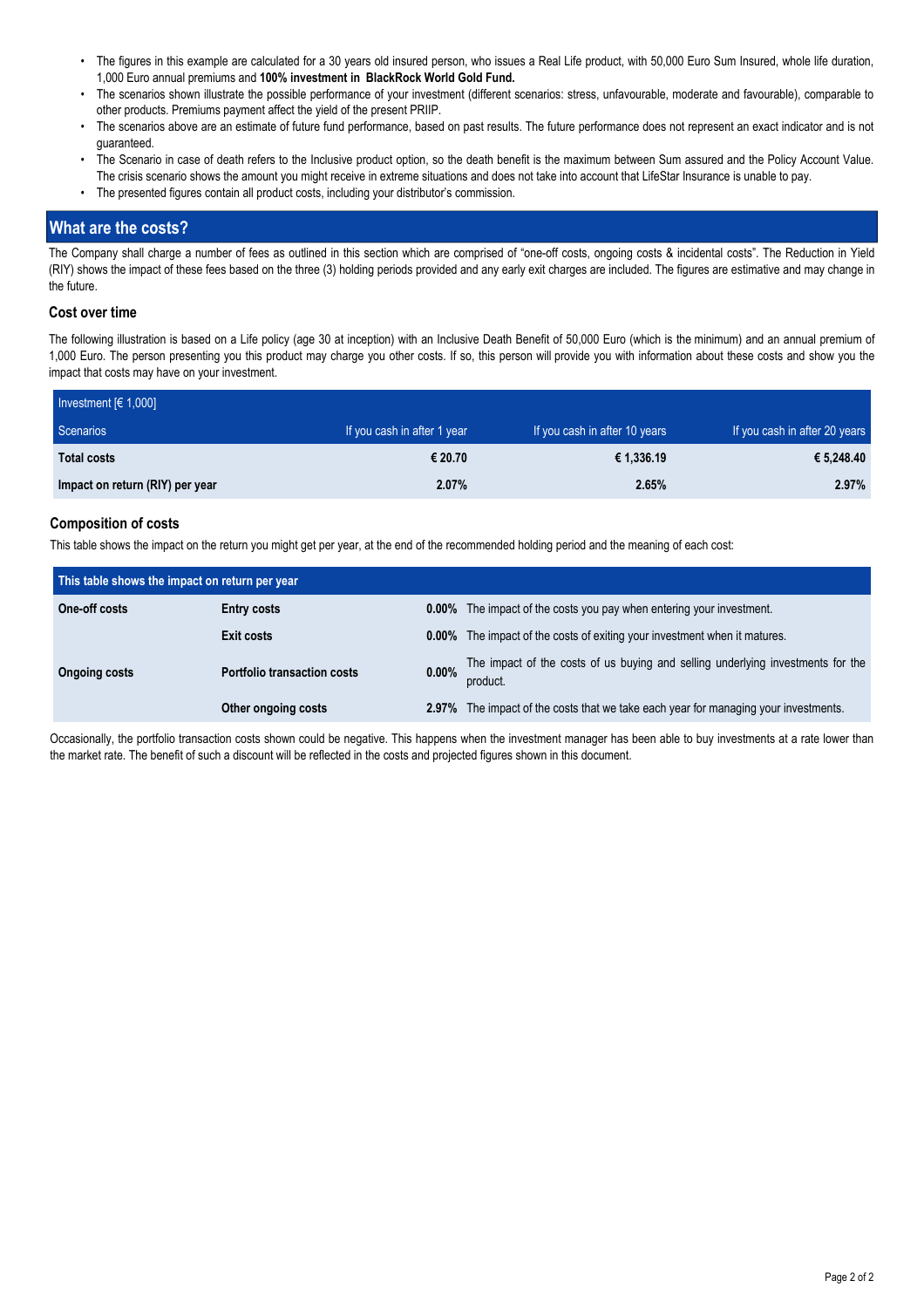- The figures in this example are calculated for a 30 years old insured person, who issues a Real Life product, with 50,000 Euro Sum Insured, whole life duration, 1,000 Euro annual premiums and **100% investment in BlackRock World Gold Fund.**
- The scenarios shown illustrate the possible performance of your investment (different scenarios: stress, unfavourable, moderate and favourable), comparable to other products. Premiums payment affect the yield of the present PRIIP.
- The scenarios above are an estimate of future fund performance, based on past results. The future performance does not represent an exact indicator and is not guaranteed.
- The Scenario in case of death refers to the Inclusive product option, so the death benefit is the maximum between Sum assured and the Policy Account Value. The crisis scenario shows the amount you might receive in extreme situations and does not take into account that LifeStar Insurance is unable to pay.
- The presented figures contain all product costs, including your distributor's commission.

## What are the costs?

The Company shall charge a number of fees as outlined in this section which are comprised of "one-off costs, ongoing costs & incidental costs". The Reduction in Yield (RIY) shows the impact of these fees based on the three (3) holding periods provided and any early exit charges are included. The figures are estimative and may change in the future.

### Cost over time

The following illustration is based on a Life policy (age 30 at inception) with an Inclusive Death Benefit of 50,000 Euro (which is the minimum) and an annual premium of 1,000 Euro. The person presenting you this product may charge you other costs. If so, this person will provide you with information about these costs and show you the impact that costs may have on your investment.

| Investment [€ 1,000] | | | |
|---|---|---|---|
| Scenarios | If you cash in after 1 year | If you cash in after 10 years | If you cash in after 20 years |
| **Total costs** | **€ 20.70** | **€ 1,336.19** | **€ 5,248.40** |
| **Impact on return (RIY) per year** | **2.07%** | **2.65%** | **2.97%** |

### Composition of costs

This table shows the impact on the return you might get per year, at the end of the recommended holding period and the meaning of each cost:

| This table shows the impact on return per year | | | |
|---|---|---|---|
| **One-off costs** | **Entry costs** | **0.00%** | The impact of the costs you pay when entering your investment. |
| | **Exit costs** | **0.00%** | The impact of the costs of exiting your investment when it matures. |
| **Ongoing costs** | **Portfolio transaction costs** | **0.00%** | The impact of the costs of us buying and selling underlying investments for the product. |
| | **Other ongoing costs** | **2.97%** | The impact of the costs that we take each year for managing your investments. |

Occasionally, the portfolio transaction costs shown could be negative. This happens when the investment manager has been able to buy investments at a rate lower than the market rate. The benefit of such a discount will be reflected in the costs and projected figures shown in this document.